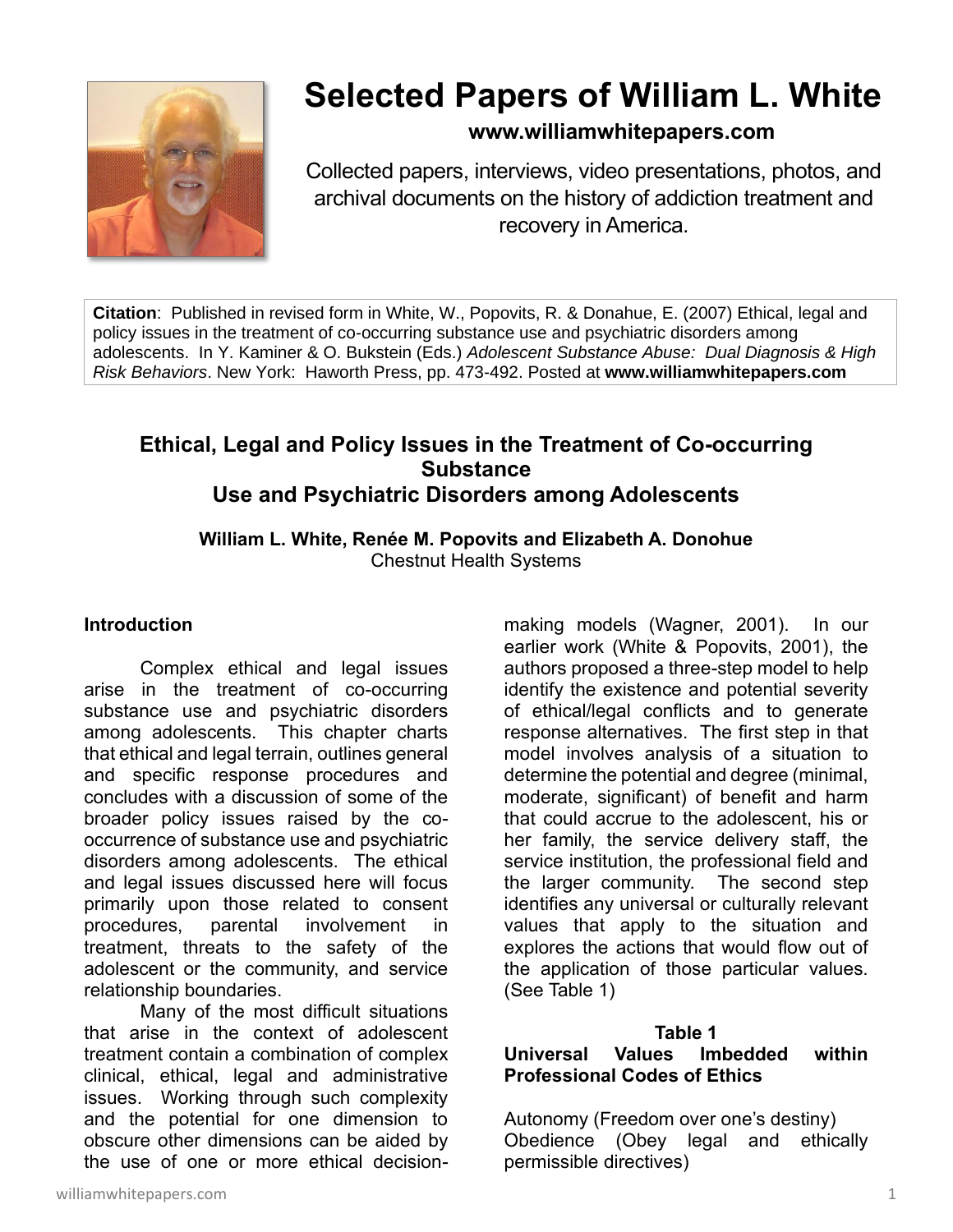# Selected Papers of William L. White

**www.williamwhitepapers.com**

Collected papers, interviews, video presentations, photos, and archival documents on the history of addiction treatment and recovery in America.

**Citation**: Published in revised form in White, W., Popovits, R. & Donahue, E. (2007) Ethical, legal and policy issues in the treatment of co-occurring substance use and psychiatric disorders among adolescents. In Y. Kaminer & O. Bukstein (Eds.) *Adolescent Substance Abuse: Dual Diagnosis & High Risk Behaviors*. New York: Haworth Press, pp. 473-492. Posted at **www.williamwhitepapers.com**

## Ethical, Legal and Policy Issues in the Treatment of Co-occurring Substance Use and Psychiatric Disorders among Adolescents

**William L. White, Renée M. Popovits and Elizabeth A. Donahue**
Chestnut Health Systems

### Introduction

Complex ethical and legal issues arise in the treatment of co-occurring substance use and psychiatric disorders among adolescents. This chapter charts that ethical and legal terrain, outlines general and specific response procedures and concludes with a discussion of some of the broader policy issues raised by the co-occurrence of substance use and psychiatric disorders among adolescents. The ethical and legal issues discussed here will focus primarily upon those related to consent procedures, parental involvement in treatment, threats to the safety of the adolescent or the community, and service relationship boundaries.

Many of the most difficult situations that arise in the context of adolescent treatment contain a combination of complex clinical, ethical, legal and administrative issues. Working through such complexity and the potential for one dimension to obscure other dimensions can be aided by the use of one or more ethical decision-making models (Wagner, 2001). In our earlier work (White & Popovits, 2001), the authors proposed a three-step model to help identify the existence and potential severity of ethical/legal conflicts and to generate response alternatives. The first step in that model involves analysis of a situation to determine the potential and degree (minimal, moderate, significant) of benefit and harm that could accrue to the adolescent, his or her family, the service delivery staff, the service institution, the professional field and the larger community. The second step identifies any universal or culturally relevant values that apply to the situation and explores the actions that would flow out of the application of those particular values. (See Table 1)

**Table 1**
**Universal Values Imbedded within Professional Codes of Ethics**

Autonomy (Freedom over one's destiny)
Obedience (Obey legal and ethically permissible directives)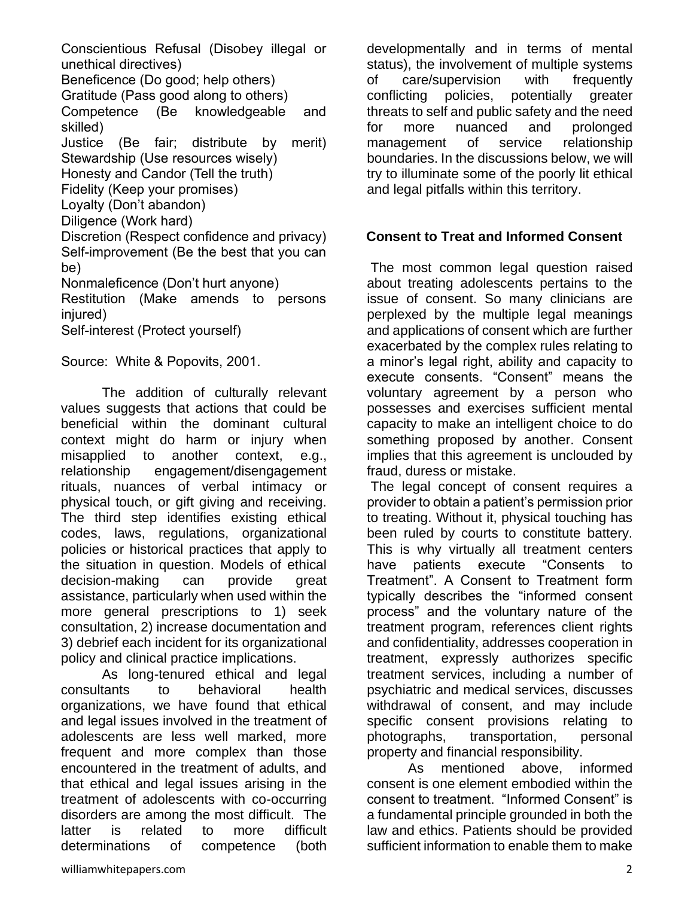Conscientious Refusal (Disobey illegal or unethical directives)
Beneficence (Do good; help others)
Gratitude (Pass good along to others)
Competence (Be knowledgeable and skilled)
Justice (Be fair; distribute by merit)
Stewardship (Use resources wisely)
Honesty and Candor (Tell the truth)
Fidelity (Keep your promises)
Loyalty (Don't abandon)
Diligence (Work hard)
Discretion (Respect confidence and privacy)
Self-improvement (Be the best that you can be)
Nonmaleficence (Don't hurt anyone)
Restitution (Make amends to persons injured)
Self-interest (Protect yourself)

Source: White & Popovits, 2001.

The addition of culturally relevant values suggests that actions that could be beneficial within the dominant cultural context might do harm or injury when misapplied to another context, e.g., relationship engagement/disengagement rituals, nuances of verbal intimacy or physical touch, or gift giving and receiving. The third step identifies existing ethical codes, laws, regulations, organizational policies or historical practices that apply to the situation in question. Models of ethical decision-making can provide great assistance, particularly when used within the more general prescriptions to 1) seek consultation, 2) increase documentation and 3) debrief each incident for its organizational policy and clinical practice implications.

As long-tenured ethical and legal consultants to behavioral health organizations, we have found that ethical and legal issues involved in the treatment of adolescents are less well marked, more frequent and more complex than those encountered in the treatment of adults, and that ethical and legal issues arising in the treatment of adolescents with co-occurring disorders are among the most difficult. The latter is related to more difficult determinations of competence (both developmentally and in terms of mental status), the involvement of multiple systems of care/supervision with frequently conflicting policies, potentially greater threats to self and public safety and the need for more nuanced and prolonged management of service relationship boundaries. In the discussions below, we will try to illuminate some of the poorly lit ethical and legal pitfalls within this territory.

## Consent to Treat and Informed Consent

The most common legal question raised about treating adolescents pertains to the issue of consent. So many clinicians are perplexed by the multiple legal meanings and applications of consent which are further exacerbated by the complex rules relating to a minor's legal right, ability and capacity to execute consents. "Consent" means the voluntary agreement by a person who possesses and exercises sufficient mental capacity to make an intelligent choice to do something proposed by another. Consent implies that this agreement is unclouded by fraud, duress or mistake.

The legal concept of consent requires a provider to obtain a patient's permission prior to treating. Without it, physical touching has been ruled by courts to constitute battery. This is why virtually all treatment centers have patients execute "Consents to Treatment". A Consent to Treatment form typically describes the "informed consent process" and the voluntary nature of the treatment program, references client rights and confidentiality, addresses cooperation in treatment, expressly authorizes specific treatment services, including a number of psychiatric and medical services, discusses withdrawal of consent, and may include specific consent provisions relating to photographs, transportation, personal property and financial responsibility.

As mentioned above, informed consent is one element embodied within the consent to treatment. "Informed Consent" is a fundamental principle grounded in both the law and ethics. Patients should be provided sufficient information to enable them to make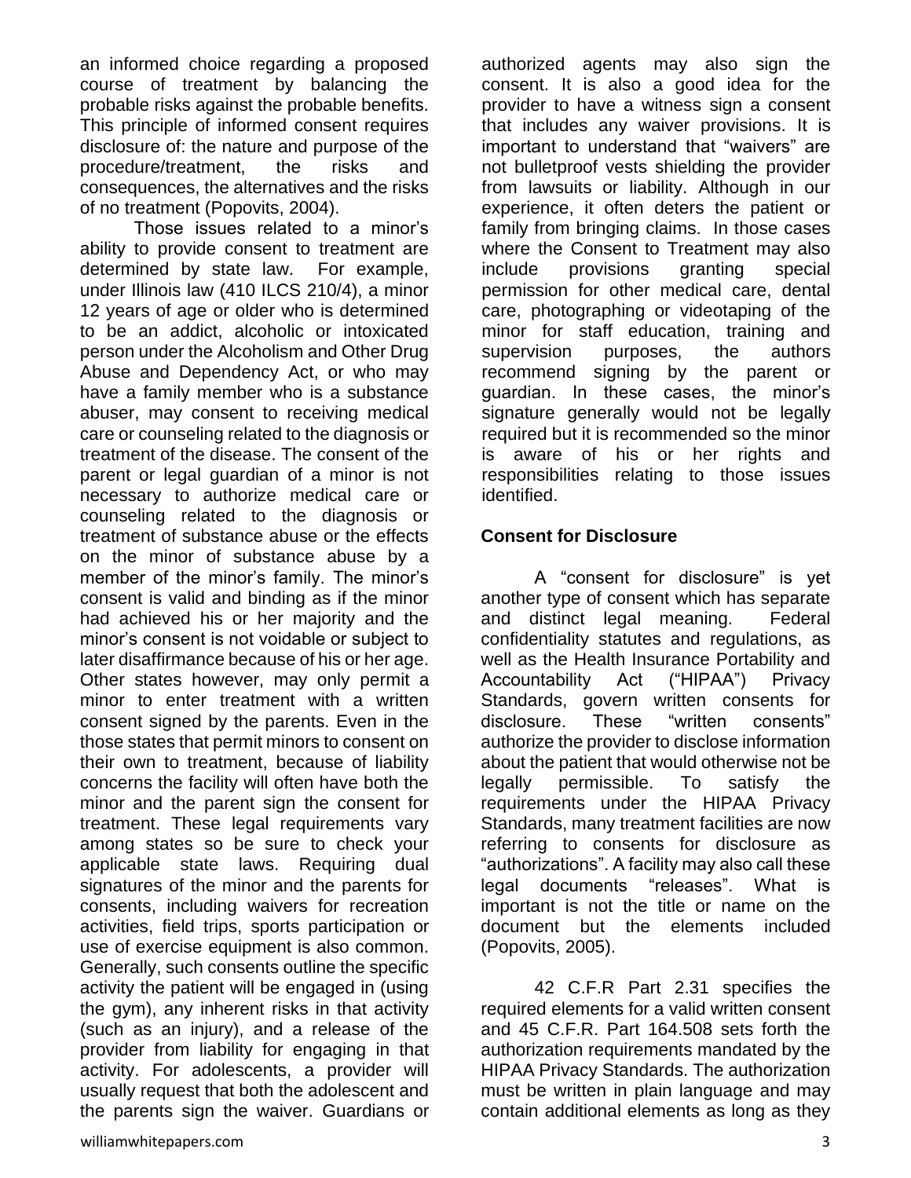an informed choice regarding a proposed course of treatment by balancing the probable risks against the probable benefits. This principle of informed consent requires disclosure of: the nature and purpose of the procedure/treatment, the risks and consequences, the alternatives and the risks of no treatment (Popovits, 2004).

Those issues related to a minor's ability to provide consent to treatment are determined by state law. For example, under Illinois law (410 ILCS 210/4), a minor 12 years of age or older who is determined to be an addict, alcoholic or intoxicated person under the Alcoholism and Other Drug Abuse and Dependency Act, or who may have a family member who is a substance abuser, may consent to receiving medical care or counseling related to the diagnosis or treatment of the disease. The consent of the parent or legal guardian of a minor is not necessary to authorize medical care or counseling related to the diagnosis or treatment of substance abuse or the effects on the minor of substance abuse by a member of the minor's family. The minor's consent is valid and binding as if the minor had achieved his or her majority and the minor's consent is not voidable or subject to later disaffirmance because of his or her age. Other states however, may only permit a minor to enter treatment with a written consent signed by the parents. Even in the those states that permit minors to consent on their own to treatment, because of liability concerns the facility will often have both the minor and the parent sign the consent for treatment. These legal requirements vary among states so be sure to check your applicable state laws. Requiring dual signatures of the minor and the parents for consents, including waivers for recreation activities, field trips, sports participation or use of exercise equipment is also common. Generally, such consents outline the specific activity the patient will be engaged in (using the gym), any inherent risks in that activity (such as an injury), and a release of the provider from liability for engaging in that activity. For adolescents, a provider will usually request that both the adolescent and the parents sign the waiver. Guardians or authorized agents may also sign the consent. It is also a good idea for the provider to have a witness sign a consent that includes any waiver provisions. It is important to understand that "waivers" are not bulletproof vests shielding the provider from lawsuits or liability. Although in our experience, it often deters the patient or family from bringing claims. In those cases where the Consent to Treatment may also include provisions granting special permission for other medical care, dental care, photographing or videotaping of the minor for staff education, training and supervision purposes, the authors recommend signing by the parent or guardian. In these cases, the minor's signature generally would not be legally required but it is recommended so the minor is aware of his or her rights and responsibilities relating to those issues identified.

**Consent for Disclosure**

A "consent for disclosure" is yet another type of consent which has separate and distinct legal meaning. Federal confidentiality statutes and regulations, as well as the Health Insurance Portability and Accountability Act ("HIPAA") Privacy Standards, govern written consents for disclosure. These "written consents" authorize the provider to disclose information about the patient that would otherwise not be legally permissible. To satisfy the requirements under the HIPAA Privacy Standards, many treatment facilities are now referring to consents for disclosure as "authorizations". A facility may also call these legal documents "releases". What is important is not the title or name on the document but the elements included (Popovits, 2005).

42 C.F.R Part 2.31 specifies the required elements for a valid written consent and 45 C.F.R. Part 164.508 sets forth the authorization requirements mandated by the HIPAA Privacy Standards. The authorization must be written in plain language and may contain additional elements as long as they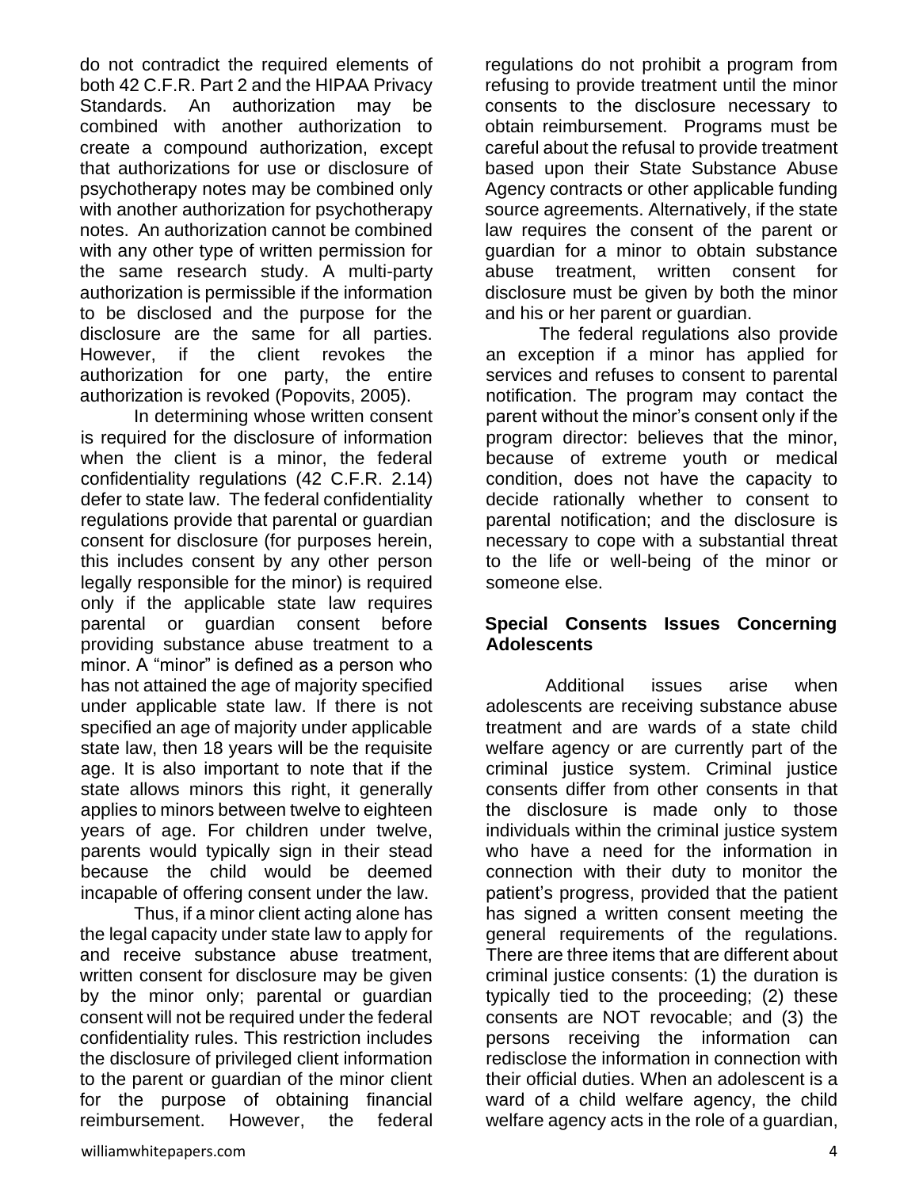do not contradict the required elements of both 42 C.F.R. Part 2 and the HIPAA Privacy Standards. An authorization may be combined with another authorization to create a compound authorization, except that authorizations for use or disclosure of psychotherapy notes may be combined only with another authorization for psychotherapy notes. An authorization cannot be combined with any other type of written permission for the same research study. A multi-party authorization is permissible if the information to be disclosed and the purpose for the disclosure are the same for all parties. However, if the client revokes the authorization for one party, the entire authorization is revoked (Popovits, 2005).

In determining whose written consent is required for the disclosure of information when the client is a minor, the federal confidentiality regulations (42 C.F.R. 2.14) defer to state law. The federal confidentiality regulations provide that parental or guardian consent for disclosure (for purposes herein, this includes consent by any other person legally responsible for the minor) is required only if the applicable state law requires parental or guardian consent before providing substance abuse treatment to a minor. A "minor" is defined as a person who has not attained the age of majority specified under applicable state law. If there is not specified an age of majority under applicable state law, then 18 years will be the requisite age. It is also important to note that if the state allows minors this right, it generally applies to minors between twelve to eighteen years of age. For children under twelve, parents would typically sign in their stead because the child would be deemed incapable of offering consent under the law.

Thus, if a minor client acting alone has the legal capacity under state law to apply for and receive substance abuse treatment, written consent for disclosure may be given by the minor only; parental or guardian consent will not be required under the federal confidentiality rules. This restriction includes the disclosure of privileged client information to the parent or guardian of the minor client for the purpose of obtaining financial reimbursement. However, the federal regulations do not prohibit a program from refusing to provide treatment until the minor consents to the disclosure necessary to obtain reimbursement. Programs must be careful about the refusal to provide treatment based upon their State Substance Abuse Agency contracts or other applicable funding source agreements. Alternatively, if the state law requires the consent of the parent or guardian for a minor to obtain substance abuse treatment, written consent for disclosure must be given by both the minor and his or her parent or guardian.

The federal regulations also provide an exception if a minor has applied for services and refuses to consent to parental notification. The program may contact the parent without the minor's consent only if the program director: believes that the minor, because of extreme youth or medical condition, does not have the capacity to decide rationally whether to consent to parental notification; and the disclosure is necessary to cope with a substantial threat to the life or well-being of the minor or someone else.

## Special Consents Issues Concerning Adolescents

Additional issues arise when adolescents are receiving substance abuse treatment and are wards of a state child welfare agency or are currently part of the criminal justice system. Criminal justice consents differ from other consents in that the disclosure is made only to those individuals within the criminal justice system who have a need for the information in connection with their duty to monitor the patient's progress, provided that the patient has signed a written consent meeting the general requirements of the regulations. There are three items that are different about criminal justice consents: (1) the duration is typically tied to the proceeding; (2) these consents are NOT revocable; and (3) the persons receiving the information can redisclose the information in connection with their official duties. When an adolescent is a ward of a child welfare agency, the child welfare agency acts in the role of a guardian,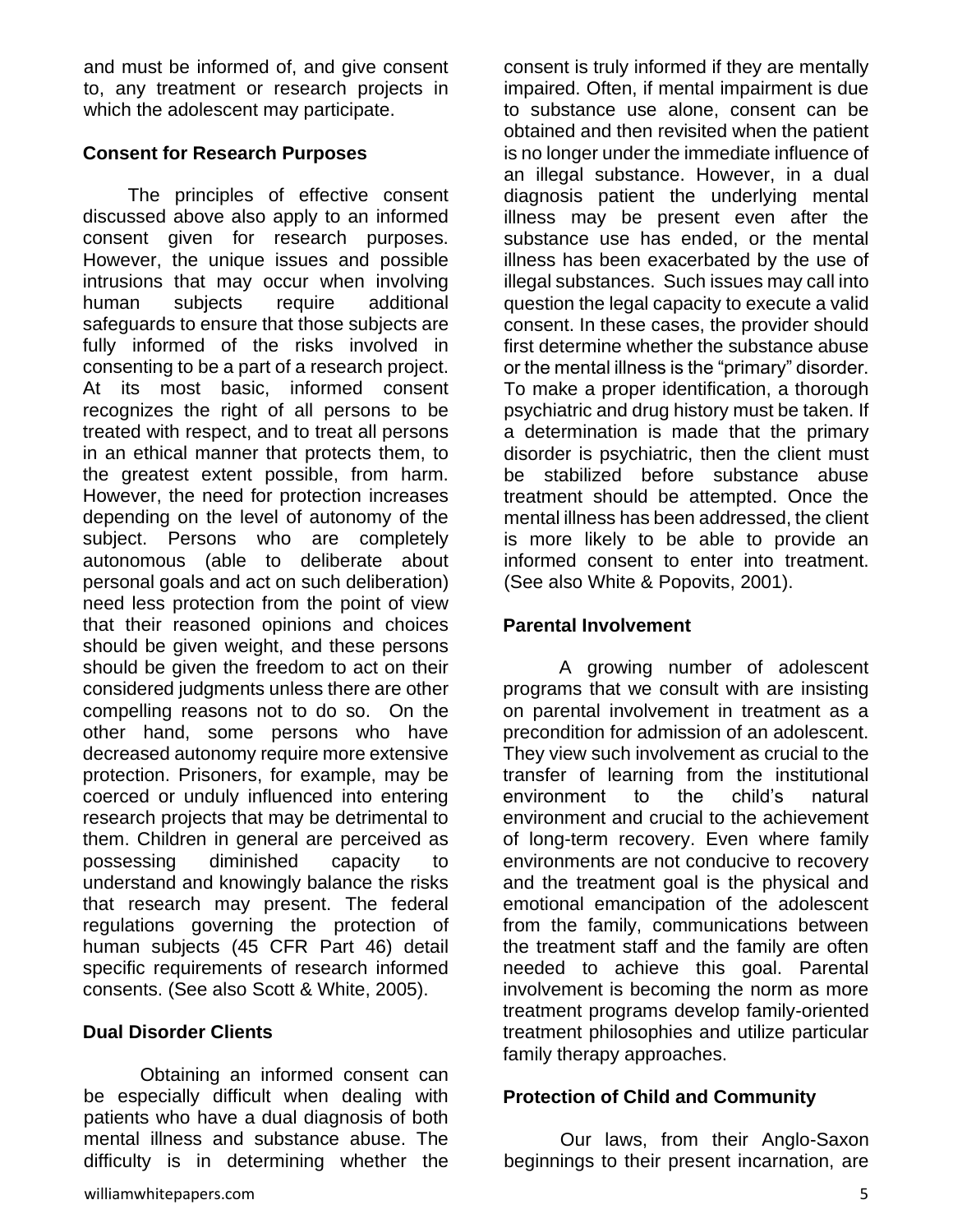and must be informed of, and give consent to, any treatment or research projects in which the adolescent may participate.

### Consent for Research Purposes

The principles of effective consent discussed above also apply to an informed consent given for research purposes. However, the unique issues and possible intrusions that may occur when involving human subjects require additional safeguards to ensure that those subjects are fully informed of the risks involved in consenting to be a part of a research project. At its most basic, informed consent recognizes the right of all persons to be treated with respect, and to treat all persons in an ethical manner that protects them, to the greatest extent possible, from harm. However, the need for protection increases depending on the level of autonomy of the subject. Persons who are completely autonomous (able to deliberate about personal goals and act on such deliberation) need less protection from the point of view that their reasoned opinions and choices should be given weight, and these persons should be given the freedom to act on their considered judgments unless there are other compelling reasons not to do so. On the other hand, some persons who have decreased autonomy require more extensive protection. Prisoners, for example, may be coerced or unduly influenced into entering research projects that may be detrimental to them. Children in general are perceived as possessing diminished capacity to understand and knowingly balance the risks that research may present. The federal regulations governing the protection of human subjects (45 CFR Part 46) detail specific requirements of research informed consents. (See also Scott & White, 2005).

### Dual Disorder Clients

Obtaining an informed consent can be especially difficult when dealing with patients who have a dual diagnosis of both mental illness and substance abuse. The difficulty is in determining whether the consent is truly informed if they are mentally impaired. Often, if mental impairment is due to substance use alone, consent can be obtained and then revisited when the patient is no longer under the immediate influence of an illegal substance. However, in a dual diagnosis patient the underlying mental illness may be present even after the substance use has ended, or the mental illness has been exacerbated by the use of illegal substances. Such issues may call into question the legal capacity to execute a valid consent. In these cases, the provider should first determine whether the substance abuse or the mental illness is the "primary" disorder. To make a proper identification, a thorough psychiatric and drug history must be taken. If a determination is made that the primary disorder is psychiatric, then the client must be stabilized before substance abuse treatment should be attempted. Once the mental illness has been addressed, the client is more likely to be able to provide an informed consent to enter into treatment. (See also White & Popovits, 2001).

### Parental Involvement

A growing number of adolescent programs that we consult with are insisting on parental involvement in treatment as a precondition for admission of an adolescent. They view such involvement as crucial to the transfer of learning from the institutional environment to the child's natural environment and crucial to the achievement of long-term recovery. Even where family environments are not conducive to recovery and the treatment goal is the physical and emotional emancipation of the adolescent from the family, communications between the treatment staff and the family are often needed to achieve this goal. Parental involvement is becoming the norm as more treatment programs develop family-oriented treatment philosophies and utilize particular family therapy approaches.

### Protection of Child and Community

Our laws, from their Anglo-Saxon beginnings to their present incarnation, are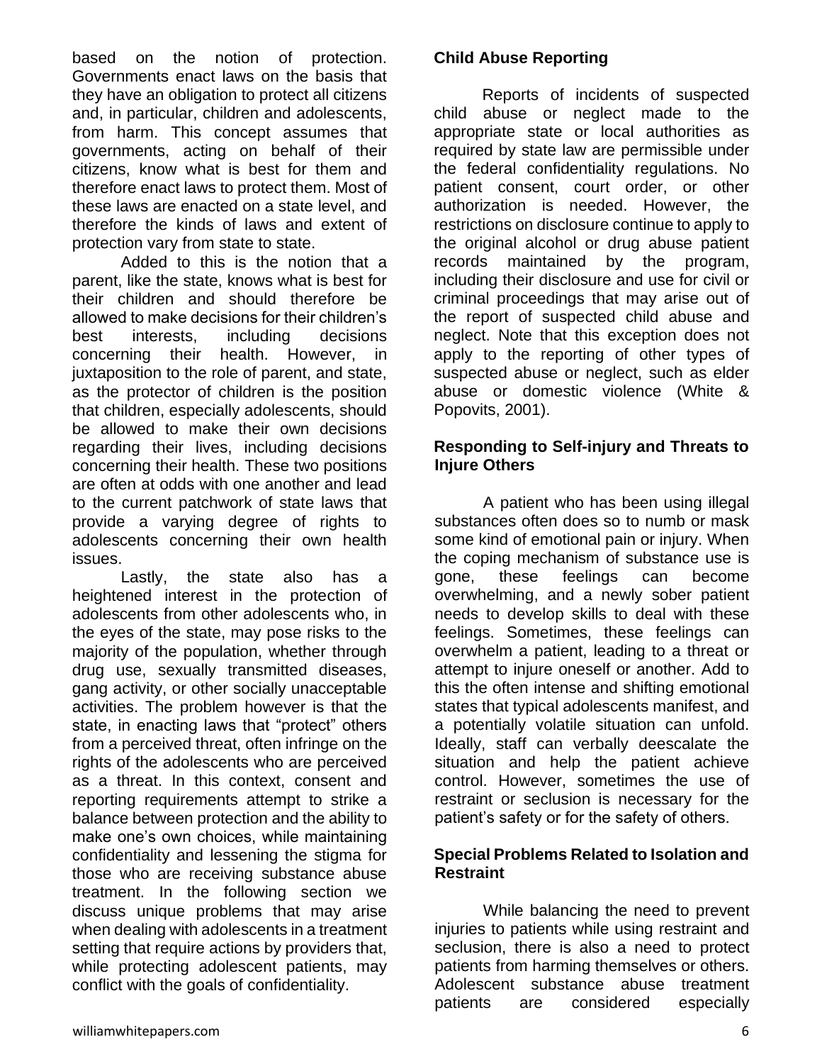based on the notion of protection. Governments enact laws on the basis that they have an obligation to protect all citizens and, in particular, children and adolescents, from harm. This concept assumes that governments, acting on behalf of their citizens, know what is best for them and therefore enact laws to protect them. Most of these laws are enacted on a state level, and therefore the kinds of laws and extent of protection vary from state to state.

Added to this is the notion that a parent, like the state, knows what is best for their children and should therefore be allowed to make decisions for their children's best interests, including decisions concerning their health. However, in juxtaposition to the role of parent, and state, as the protector of children is the position that children, especially adolescents, should be allowed to make their own decisions regarding their lives, including decisions concerning their health. These two positions are often at odds with one another and lead to the current patchwork of state laws that provide a varying degree of rights to adolescents concerning their own health issues.

Lastly, the state also has a heightened interest in the protection of adolescents from other adolescents who, in the eyes of the state, may pose risks to the majority of the population, whether through drug use, sexually transmitted diseases, gang activity, or other socially unacceptable activities. The problem however is that the state, in enacting laws that "protect" others from a perceived threat, often infringe on the rights of the adolescents who are perceived as a threat. In this context, consent and reporting requirements attempt to strike a balance between protection and the ability to make one's own choices, while maintaining confidentiality and lessening the stigma for those who are receiving substance abuse treatment. In the following section we discuss unique problems that may arise when dealing with adolescents in a treatment setting that require actions by providers that, while protecting adolescent patients, may conflict with the goals of confidentiality.

**Child Abuse Reporting**

Reports of incidents of suspected child abuse or neglect made to the appropriate state or local authorities as required by state law are permissible under the federal confidentiality regulations. No patient consent, court order, or other authorization is needed. However, the restrictions on disclosure continue to apply to the original alcohol or drug abuse patient records maintained by the program, including their disclosure and use for civil or criminal proceedings that may arise out of the report of suspected child abuse and neglect. Note that this exception does not apply to the reporting of other types of suspected abuse or neglect, such as elder abuse or domestic violence (White & Popovits, 2001).

**Responding to Self-injury and Threats to Injure Others**

A patient who has been using illegal substances often does so to numb or mask some kind of emotional pain or injury. When the coping mechanism of substance use is gone, these feelings can become overwhelming, and a newly sober patient needs to develop skills to deal with these feelings. Sometimes, these feelings can overwhelm a patient, leading to a threat or attempt to injure oneself or another. Add to this the often intense and shifting emotional states that typical adolescents manifest, and a potentially volatile situation can unfold. Ideally, staff can verbally deescalate the situation and help the patient achieve control. However, sometimes the use of restraint or seclusion is necessary for the patient's safety or for the safety of others.

**Special Problems Related to Isolation and Restraint**

While balancing the need to prevent injuries to patients while using restraint and seclusion, there is also a need to protect patients from harming themselves or others. Adolescent substance abuse treatment patients are considered especially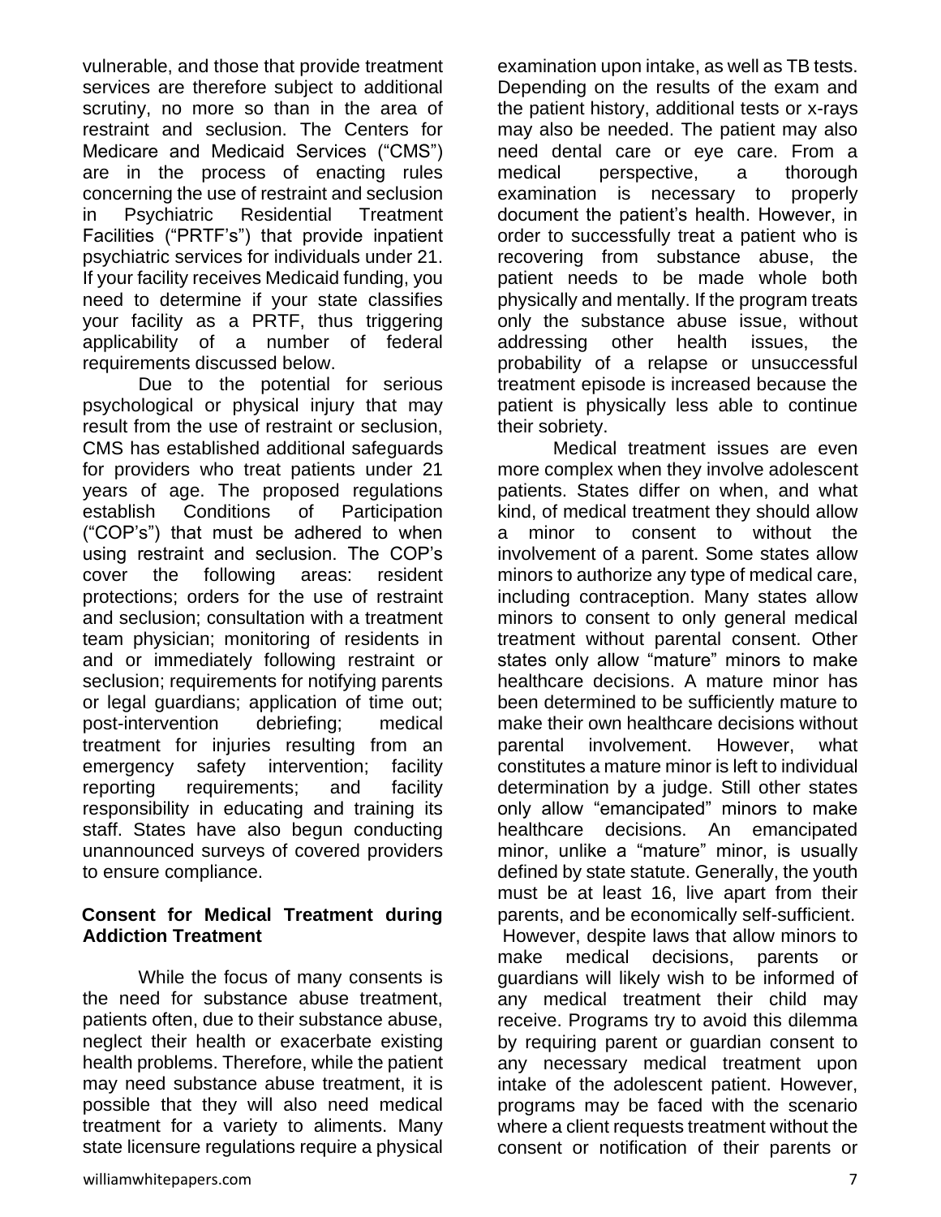vulnerable, and those that provide treatment services are therefore subject to additional scrutiny, no more so than in the area of restraint and seclusion. The Centers for Medicare and Medicaid Services ("CMS") are in the process of enacting rules concerning the use of restraint and seclusion in Psychiatric Residential Treatment Facilities ("PRTF's") that provide inpatient psychiatric services for individuals under 21. If your facility receives Medicaid funding, you need to determine if your state classifies your facility as a PRTF, thus triggering applicability of a number of federal requirements discussed below.

Due to the potential for serious psychological or physical injury that may result from the use of restraint or seclusion, CMS has established additional safeguards for providers who treat patients under 21 years of age. The proposed regulations establish Conditions of Participation ("COP's") that must be adhered to when using restraint and seclusion. The COP's cover the following areas: resident protections; orders for the use of restraint and seclusion; consultation with a treatment team physician; monitoring of residents in and or immediately following restraint or seclusion; requirements for notifying parents or legal guardians; application of time out; post-intervention debriefing; medical treatment for injuries resulting from an emergency safety intervention; facility reporting requirements; and facility responsibility in educating and training its staff. States have also begun conducting unannounced surveys of covered providers to ensure compliance.

**Consent for Medical Treatment during Addiction Treatment**

While the focus of many consents is the need for substance abuse treatment, patients often, due to their substance abuse, neglect their health or exacerbate existing health problems. Therefore, while the patient may need substance abuse treatment, it is possible that they will also need medical treatment for a variety to aliments. Many state licensure regulations require a physical examination upon intake, as well as TB tests. Depending on the results of the exam and the patient history, additional tests or x-rays may also be needed. The patient may also need dental care or eye care. From a medical perspective, a thorough examination is necessary to properly document the patient's health. However, in order to successfully treat a patient who is recovering from substance abuse, the patient needs to be made whole both physically and mentally. If the program treats only the substance abuse issue, without addressing other health issues, the probability of a relapse or unsuccessful treatment episode is increased because the patient is physically less able to continue their sobriety.

Medical treatment issues are even more complex when they involve adolescent patients. States differ on when, and what kind, of medical treatment they should allow a minor to consent to without the involvement of a parent. Some states allow minors to authorize any type of medical care, including contraception. Many states allow minors to consent to only general medical treatment without parental consent. Other states only allow "mature" minors to make healthcare decisions. A mature minor has been determined to be sufficiently mature to make their own healthcare decisions without parental involvement. However, what constitutes a mature minor is left to individual determination by a judge. Still other states only allow "emancipated" minors to make healthcare decisions. An emancipated minor, unlike a "mature" minor, is usually defined by state statute. Generally, the youth must be at least 16, live apart from their parents, and be economically self-sufficient. However, despite laws that allow minors to make medical decisions, parents or guardians will likely wish to be informed of any medical treatment their child may receive. Programs try to avoid this dilemma by requiring parent or guardian consent to any necessary medical treatment upon intake of the adolescent patient. However, programs may be faced with the scenario where a client requests treatment without the consent or notification of their parents or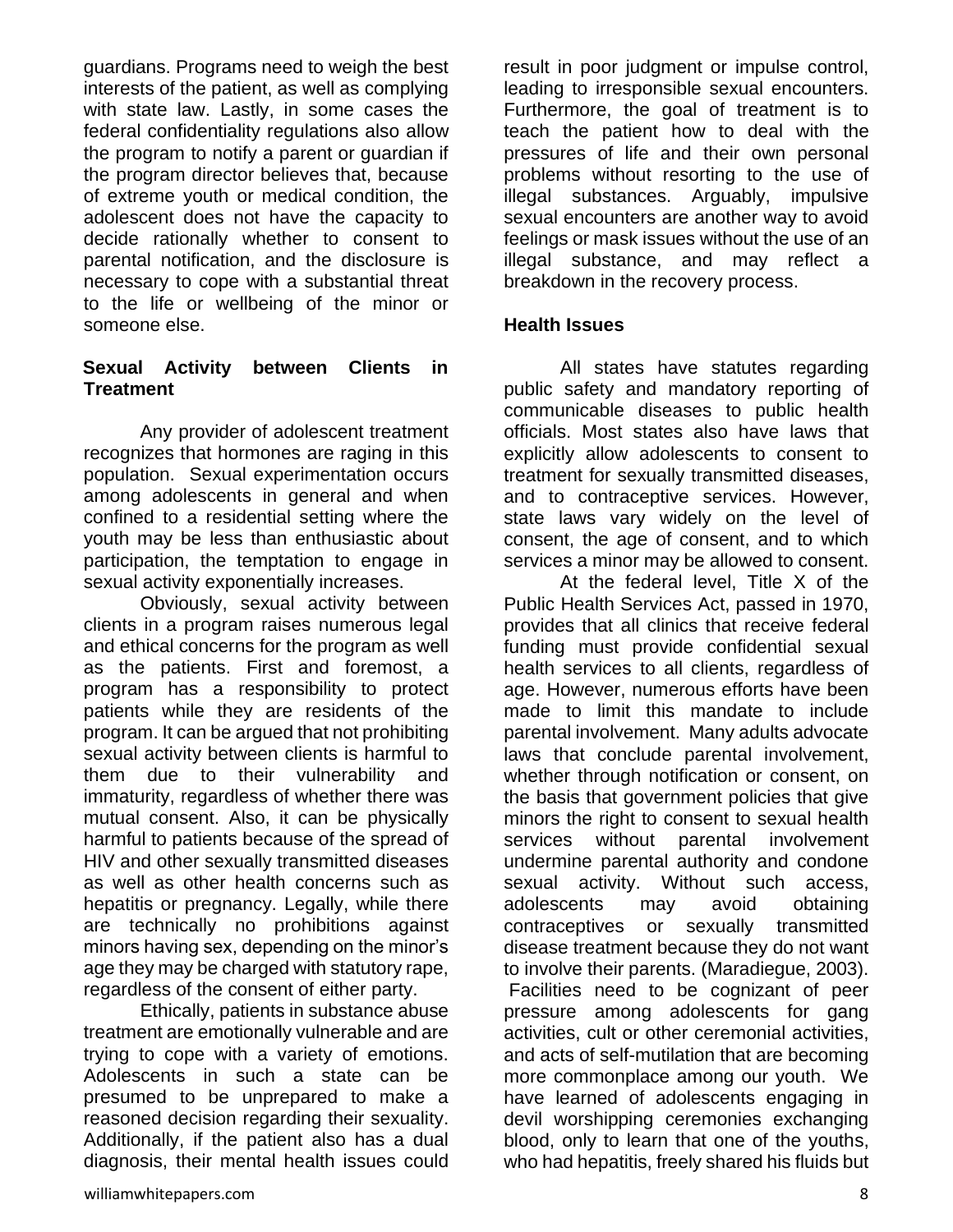guardians. Programs need to weigh the best interests of the patient, as well as complying with state law. Lastly, in some cases the federal confidentiality regulations also allow the program to notify a parent or guardian if the program director believes that, because of extreme youth or medical condition, the adolescent does not have the capacity to decide rationally whether to consent to parental notification, and the disclosure is necessary to cope with a substantial threat to the life or wellbeing of the minor or someone else.

**Sexual Activity between Clients in Treatment**

Any provider of adolescent treatment recognizes that hormones are raging in this population. Sexual experimentation occurs among adolescents in general and when confined to a residential setting where the youth may be less than enthusiastic about participation, the temptation to engage in sexual activity exponentially increases.

Obviously, sexual activity between clients in a program raises numerous legal and ethical concerns for the program as well as the patients. First and foremost, a program has a responsibility to protect patients while they are residents of the program. It can be argued that not prohibiting sexual activity between clients is harmful to them due to their vulnerability and immaturity, regardless of whether there was mutual consent. Also, it can be physically harmful to patients because of the spread of HIV and other sexually transmitted diseases as well as other health concerns such as hepatitis or pregnancy. Legally, while there are technically no prohibitions against minors having sex, depending on the minor's age they may be charged with statutory rape, regardless of the consent of either party.

Ethically, patients in substance abuse treatment are emotionally vulnerable and are trying to cope with a variety of emotions. Adolescents in such a state can be presumed to be unprepared to make a reasoned decision regarding their sexuality. Additionally, if the patient also has a dual diagnosis, their mental health issues could result in poor judgment or impulse control, leading to irresponsible sexual encounters. Furthermore, the goal of treatment is to teach the patient how to deal with the pressures of life and their own personal problems without resorting to the use of illegal substances. Arguably, impulsive sexual encounters are another way to avoid feelings or mask issues without the use of an illegal substance, and may reflect a breakdown in the recovery process.

**Health Issues**

All states have statutes regarding public safety and mandatory reporting of communicable diseases to public health officials. Most states also have laws that explicitly allow adolescents to consent to treatment for sexually transmitted diseases, and to contraceptive services. However, state laws vary widely on the level of consent, the age of consent, and to which services a minor may be allowed to consent.

At the federal level, Title X of the Public Health Services Act, passed in 1970, provides that all clinics that receive federal funding must provide confidential sexual health services to all clients, regardless of age. However, numerous efforts have been made to limit this mandate to include parental involvement. Many adults advocate laws that conclude parental involvement, whether through notification or consent, on the basis that government policies that give minors the right to consent to sexual health services without parental involvement undermine parental authority and condone sexual activity. Without such access, adolescents may avoid obtaining contraceptives or sexually transmitted disease treatment because they do not want to involve their parents. (Maradiegue, 2003). Facilities need to be cognizant of peer pressure among adolescents for gang activities, cult or other ceremonial activities, and acts of self-mutilation that are becoming more commonplace among our youth. We have learned of adolescents engaging in devil worshipping ceremonies exchanging blood, only to learn that one of the youths, who had hepatitis, freely shared his fluids but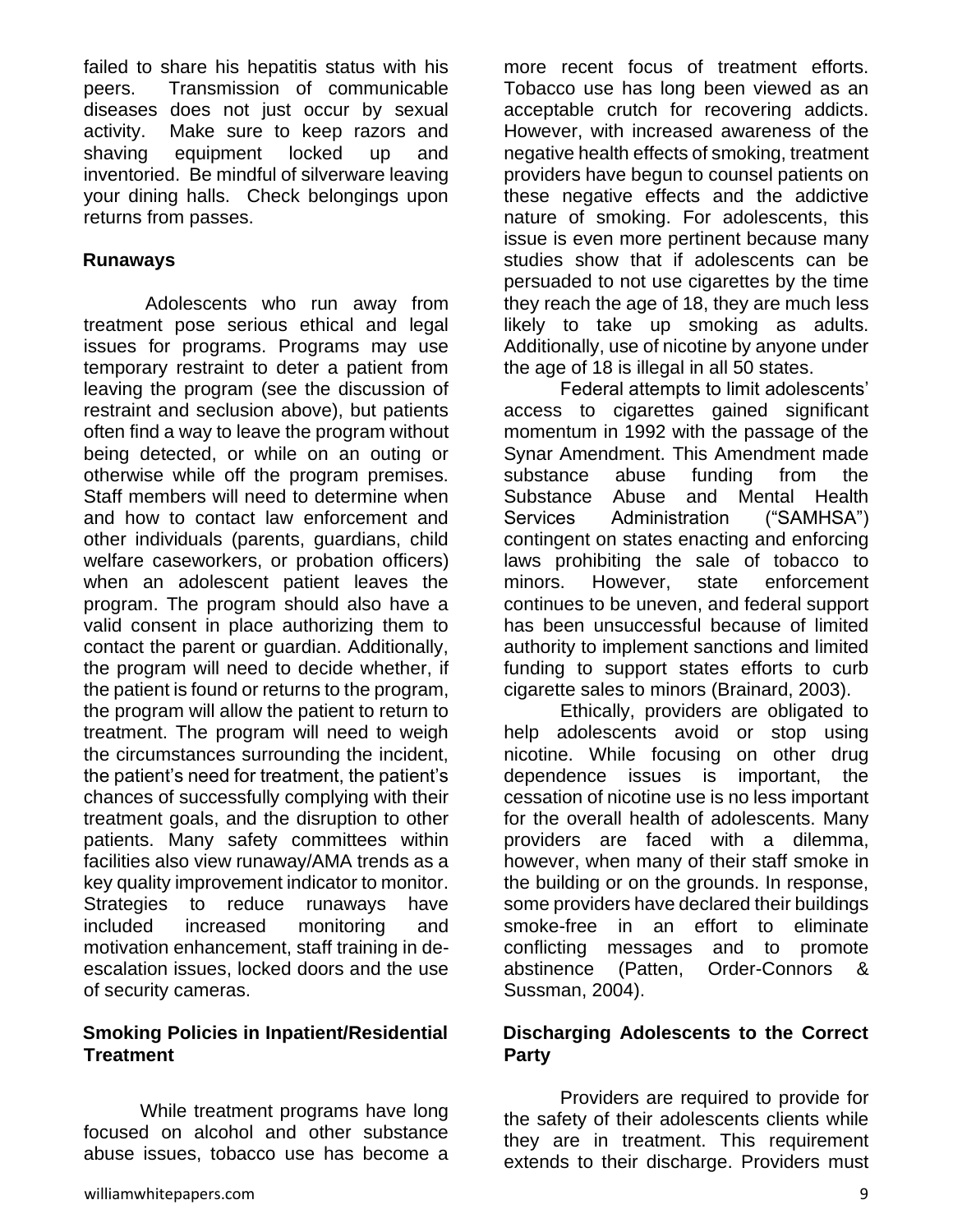failed to share his hepatitis status with his peers. Transmission of communicable diseases does not just occur by sexual activity. Make sure to keep razors and shaving equipment locked up and inventoried. Be mindful of silverware leaving your dining halls. Check belongings upon returns from passes.

### Runaways

Adolescents who run away from treatment pose serious ethical and legal issues for programs. Programs may use temporary restraint to deter a patient from leaving the program (see the discussion of restraint and seclusion above), but patients often find a way to leave the program without being detected, or while on an outing or otherwise while off the program premises. Staff members will need to determine when and how to contact law enforcement and other individuals (parents, guardians, child welfare caseworkers, or probation officers) when an adolescent patient leaves the program. The program should also have a valid consent in place authorizing them to contact the parent or guardian. Additionally, the program will need to decide whether, if the patient is found or returns to the program, the program will allow the patient to return to treatment. The program will need to weigh the circumstances surrounding the incident, the patient's need for treatment, the patient's chances of successfully complying with their treatment goals, and the disruption to other patients. Many safety committees within facilities also view runaway/AMA trends as a key quality improvement indicator to monitor. Strategies to reduce runaways have included increased monitoring and motivation enhancement, staff training in de-escalation issues, locked doors and the use of security cameras.

### Smoking Policies in Inpatient/Residential Treatment

While treatment programs have long focused on alcohol and other substance abuse issues, tobacco use has become a more recent focus of treatment efforts. Tobacco use has long been viewed as an acceptable crutch for recovering addicts. However, with increased awareness of the negative health effects of smoking, treatment providers have begun to counsel patients on these negative effects and the addictive nature of smoking. For adolescents, this issue is even more pertinent because many studies show that if adolescents can be persuaded to not use cigarettes by the time they reach the age of 18, they are much less likely to take up smoking as adults. Additionally, use of nicotine by anyone under the age of 18 is illegal in all 50 states.

Federal attempts to limit adolescents' access to cigarettes gained significant momentum in 1992 with the passage of the Synar Amendment. This Amendment made substance abuse funding from the Substance Abuse and Mental Health Services Administration ("SAMHSA") contingent on states enacting and enforcing laws prohibiting the sale of tobacco to minors. However, state enforcement continues to be uneven, and federal support has been unsuccessful because of limited authority to implement sanctions and limited funding to support states efforts to curb cigarette sales to minors (Brainard, 2003).

Ethically, providers are obligated to help adolescents avoid or stop using nicotine. While focusing on other drug dependence issues is important, the cessation of nicotine use is no less important for the overall health of adolescents. Many providers are faced with a dilemma, however, when many of their staff smoke in the building or on the grounds. In response, some providers have declared their buildings smoke-free in an effort to eliminate conflicting messages and to promote abstinence (Patten, Order-Connors & Sussman, 2004).

### Discharging Adolescents to the Correct Party

Providers are required to provide for the safety of their adolescents clients while they are in treatment. This requirement extends to their discharge. Providers must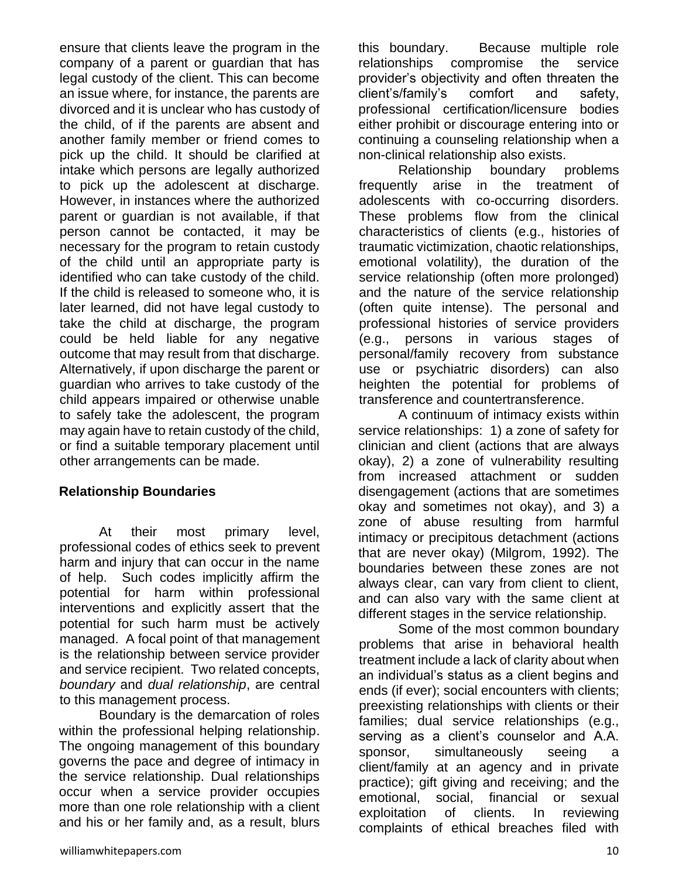ensure that clients leave the program in the company of a parent or guardian that has legal custody of the client. This can become an issue where, for instance, the parents are divorced and it is unclear who has custody of the child, of if the parents are absent and another family member or friend comes to pick up the child. It should be clarified at intake which persons are legally authorized to pick up the adolescent at discharge. However, in instances where the authorized parent or guardian is not available, if that person cannot be contacted, it may be necessary for the program to retain custody of the child until an appropriate party is identified who can take custody of the child. If the child is released to someone who, it is later learned, did not have legal custody to take the child at discharge, the program could be held liable for any negative outcome that may result from that discharge. Alternatively, if upon discharge the parent or guardian who arrives to take custody of the child appears impaired or otherwise unable to safely take the adolescent, the program may again have to retain custody of the child, or find a suitable temporary placement until other arrangements can be made.

### Relationship Boundaries

At their most primary level, professional codes of ethics seek to prevent harm and injury that can occur in the name of help. Such codes implicitly affirm the potential for harm within professional interventions and explicitly assert that the potential for such harm must be actively managed. A focal point of that management is the relationship between service provider and service recipient. Two related concepts, *boundary* and *dual relationship*, are central to this management process.

Boundary is the demarcation of roles within the professional helping relationship. The ongoing management of this boundary governs the pace and degree of intimacy in the service relationship. Dual relationships occur when a service provider occupies more than one role relationship with a client and his or her family and, as a result, blurs this boundary. Because multiple role relationships compromise the service provider's objectivity and often threaten the client's/family's comfort and safety, professional certification/licensure bodies either prohibit or discourage entering into or continuing a counseling relationship when a non-clinical relationship also exists.

Relationship boundary problems frequently arise in the treatment of adolescents with co-occurring disorders. These problems flow from the clinical characteristics of clients (e.g., histories of traumatic victimization, chaotic relationships, emotional volatility), the duration of the service relationship (often more prolonged) and the nature of the service relationship (often quite intense). The personal and professional histories of service providers (e.g., persons in various stages of personal/family recovery from substance use or psychiatric disorders) can also heighten the potential for problems of transference and countertransference.

A continuum of intimacy exists within service relationships: 1) a zone of safety for clinician and client (actions that are always okay), 2) a zone of vulnerability resulting from increased attachment or sudden disengagement (actions that are sometimes okay and sometimes not okay), and 3) a zone of abuse resulting from harmful intimacy or precipitous detachment (actions that are never okay) (Milgrom, 1992). The boundaries between these zones are not always clear, can vary from client to client, and can also vary with the same client at different stages in the service relationship.

Some of the most common boundary problems that arise in behavioral health treatment include a lack of clarity about when an individual's status as a client begins and ends (if ever); social encounters with clients; preexisting relationships with clients or their families; dual service relationships (e.g., serving as a client's counselor and A.A. sponsor, simultaneously seeing a client/family at an agency and in private practice); gift giving and receiving; and the emotional, social, financial or sexual exploitation of clients. In reviewing complaints of ethical breaches filed with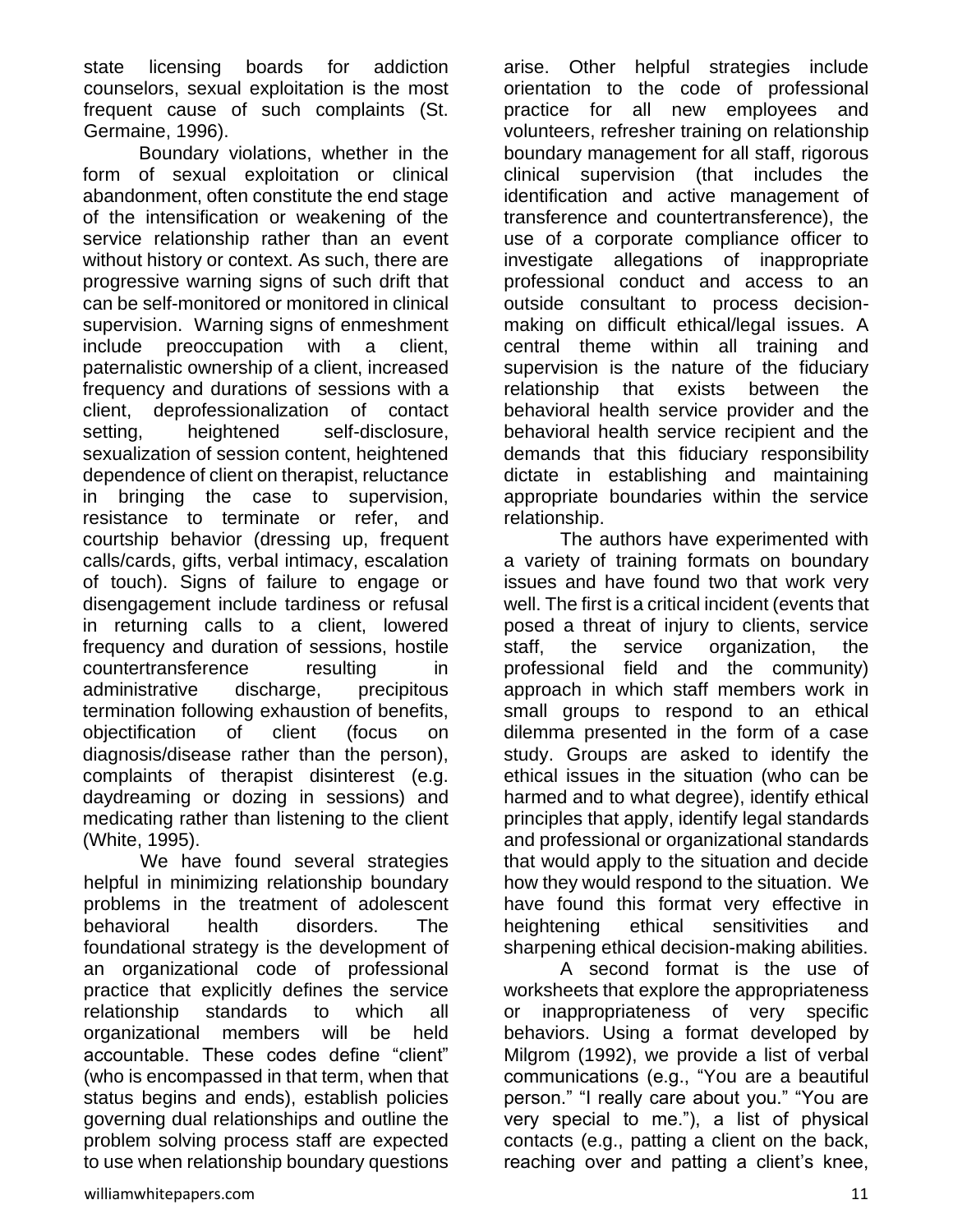state licensing boards for addiction counselors, sexual exploitation is the most frequent cause of such complaints (St. Germaine, 1996).

Boundary violations, whether in the form of sexual exploitation or clinical abandonment, often constitute the end stage of the intensification or weakening of the service relationship rather than an event without history or context. As such, there are progressive warning signs of such drift that can be self-monitored or monitored in clinical supervision. Warning signs of enmeshment include preoccupation with a client, paternalistic ownership of a client, increased frequency and durations of sessions with a client, deprofessionalization of contact setting, heightened self-disclosure, sexualization of session content, heightened dependence of client on therapist, reluctance in bringing the case to supervision, resistance to terminate or refer, and courtship behavior (dressing up, frequent calls/cards, gifts, verbal intimacy, escalation of touch). Signs of failure to engage or disengagement include tardiness or refusal in returning calls to a client, lowered frequency and duration of sessions, hostile countertransference resulting in administrative discharge, precipitous termination following exhaustion of benefits, objectification of client (focus on diagnosis/disease rather than the person), complaints of therapist disinterest (e.g. daydreaming or dozing in sessions) and medicating rather than listening to the client (White, 1995).

We have found several strategies helpful in minimizing relationship boundary problems in the treatment of adolescent behavioral health disorders. The foundational strategy is the development of an organizational code of professional practice that explicitly defines the service relationship standards to which all organizational members will be held accountable. These codes define "client" (who is encompassed in that term, when that status begins and ends), establish policies governing dual relationships and outline the problem solving process staff are expected to use when relationship boundary questions arise. Other helpful strategies include orientation to the code of professional practice for all new employees and volunteers, refresher training on relationship boundary management for all staff, rigorous clinical supervision (that includes the identification and active management of transference and countertransference), the use of a corporate compliance officer to investigate allegations of inappropriate professional conduct and access to an outside consultant to process decision-making on difficult ethical/legal issues. A central theme within all training and supervision is the nature of the fiduciary relationship that exists between the behavioral health service provider and the behavioral health service recipient and the demands that this fiduciary responsibility dictate in establishing and maintaining appropriate boundaries within the service relationship.

The authors have experimented with a variety of training formats on boundary issues and have found two that work very well. The first is a critical incident (events that posed a threat of injury to clients, service staff, the service organization, the professional field and the community) approach in which staff members work in small groups to respond to an ethical dilemma presented in the form of a case study. Groups are asked to identify the ethical issues in the situation (who can be harmed and to what degree), identify ethical principles that apply, identify legal standards and professional or organizational standards that would apply to the situation and decide how they would respond to the situation. We have found this format very effective in heightening ethical sensitivities and sharpening ethical decision-making abilities.

A second format is the use of worksheets that explore the appropriateness or inappropriateness of very specific behaviors. Using a format developed by Milgrom (1992), we provide a list of verbal communications (e.g., "You are a beautiful person." "I really care about you." "You are very special to me."), a list of physical contacts (e.g., patting a client on the back, reaching over and patting a client's knee,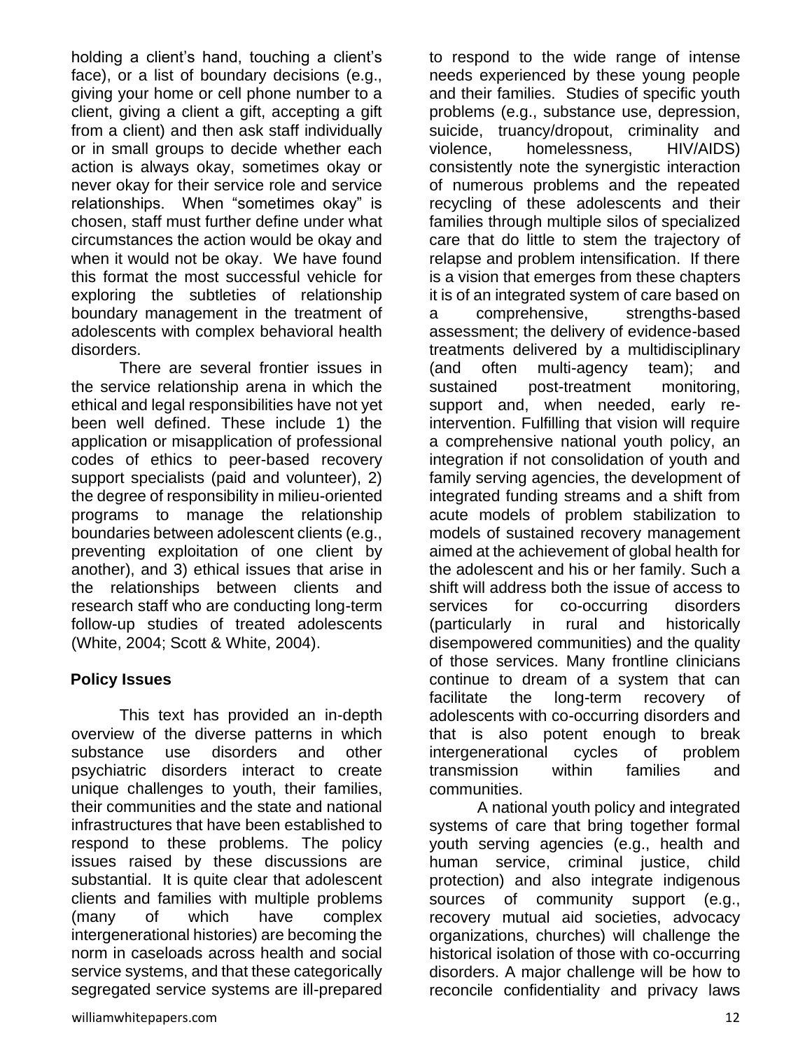holding a client's hand, touching a client's face), or a list of boundary decisions (e.g., giving your home or cell phone number to a client, giving a client a gift, accepting a gift from a client) and then ask staff individually or in small groups to decide whether each action is always okay, sometimes okay or never okay for their service role and service relationships. When "sometimes okay" is chosen, staff must further define under what circumstances the action would be okay and when it would not be okay. We have found this format the most successful vehicle for exploring the subtleties of relationship boundary management in the treatment of adolescents with complex behavioral health disorders.

There are several frontier issues in the service relationship arena in which the ethical and legal responsibilities have not yet been well defined. These include 1) the application or misapplication of professional codes of ethics to peer-based recovery support specialists (paid and volunteer), 2) the degree of responsibility in milieu-oriented programs to manage the relationship boundaries between adolescent clients (e.g., preventing exploitation of one client by another), and 3) ethical issues that arise in the relationships between clients and research staff who are conducting long-term follow-up studies of treated adolescents (White, 2004; Scott & White, 2004).

## Policy Issues

This text has provided an in-depth overview of the diverse patterns in which substance use disorders and other psychiatric disorders interact to create unique challenges to youth, their families, their communities and the state and national infrastructures that have been established to respond to these problems. The policy issues raised by these discussions are substantial. It is quite clear that adolescent clients and families with multiple problems (many of which have complex intergenerational histories) are becoming the norm in caseloads across health and social service systems, and that these categorically segregated service systems are ill-prepared to respond to the wide range of intense needs experienced by these young people and their families. Studies of specific youth problems (e.g., substance use, depression, suicide, truancy/dropout, criminality and violence, homelessness, HIV/AIDS) consistently note the synergistic interaction of numerous problems and the repeated recycling of these adolescents and their families through multiple silos of specialized care that do little to stem the trajectory of relapse and problem intensification. If there is a vision that emerges from these chapters it is of an integrated system of care based on a comprehensive, strengths-based assessment; the delivery of evidence-based treatments delivered by a multidisciplinary (and often multi-agency team); and sustained post-treatment monitoring, support and, when needed, early re-intervention. Fulfilling that vision will require a comprehensive national youth policy, an integration if not consolidation of youth and family serving agencies, the development of integrated funding streams and a shift from acute models of problem stabilization to models of sustained recovery management aimed at the achievement of global health for the adolescent and his or her family. Such a shift will address both the issue of access to services for co-occurring disorders (particularly in rural and historically disempowered communities) and the quality of those services. Many frontline clinicians continue to dream of a system that can facilitate the long-term recovery of adolescents with co-occurring disorders and that is also potent enough to break intergenerational cycles of problem transmission within families and communities.

A national youth policy and integrated systems of care that bring together formal youth serving agencies (e.g., health and human service, criminal justice, child protection) and also integrate indigenous sources of community support (e.g., recovery mutual aid societies, advocacy organizations, churches) will challenge the historical isolation of those with co-occurring disorders. A major challenge will be how to reconcile confidentiality and privacy laws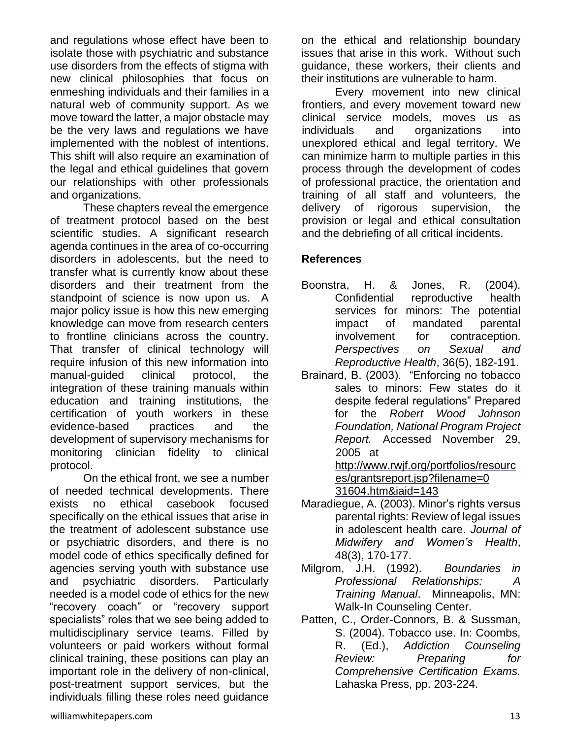and regulations whose effect have been to isolate those with psychiatric and substance use disorders from the effects of stigma with new clinical philosophies that focus on enmeshing individuals and their families in a natural web of community support. As we move toward the latter, a major obstacle may be the very laws and regulations we have implemented with the noblest of intentions. This shift will also require an examination of the legal and ethical guidelines that govern our relationships with other professionals and organizations.

These chapters reveal the emergence of treatment protocol based on the best scientific studies. A significant research agenda continues in the area of co-occurring disorders in adolescents, but the need to transfer what is currently know about these disorders and their treatment from the standpoint of science is now upon us. A major policy issue is how this new emerging knowledge can move from research centers to frontline clinicians across the country. That transfer of clinical technology will require infusion of this new information into manual-guided clinical protocol, the integration of these training manuals within education and training institutions, the certification of youth workers in these evidence-based practices and the development of supervisory mechanisms for monitoring clinician fidelity to clinical protocol.

On the ethical front, we see a number of needed technical developments. There exists no ethical casebook focused specifically on the ethical issues that arise in the treatment of adolescent substance use or psychiatric disorders, and there is no model code of ethics specifically defined for agencies serving youth with substance use and psychiatric disorders. Particularly needed is a model code of ethics for the new "recovery coach" or "recovery support specialists" roles that we see being added to multidisciplinary service teams. Filled by volunteers or paid workers without formal clinical training, these positions can play an important role in the delivery of non-clinical, post-treatment support services, but the individuals filling these roles need guidance on the ethical and relationship boundary issues that arise in this work. Without such guidance, these workers, their clients and their institutions are vulnerable to harm.

Every movement into new clinical frontiers, and every movement toward new clinical service models, moves us as individuals and organizations into unexplored ethical and legal territory. We can minimize harm to multiple parties in this process through the development of codes of professional practice, the orientation and training of all staff and volunteers, the delivery of rigorous supervision, the provision or legal and ethical consultation and the debriefing of all critical incidents.

**References**

Boonstra, H. & Jones, R. (2004). Confidential reproductive health services for minors: The potential impact of mandated parental involvement for contraception. *Perspectives on Sexual and Reproductive Health*, 36(5), 182-191.

Brainard, B. (2003). "Enforcing no tobacco sales to minors: Few states do it despite federal regulations" Prepared for the *Robert Wood Johnson Foundation, National Program Project Report.* Accessed November 29, 2005 at http://www.rwjf.org/portfolios/resources/grantsreport.jsp?filename=031604.htm&iaid=143

Maradiegue, A. (2003). Minor's rights versus parental rights: Review of legal issues in adolescent health care. *Journal of Midwifery and Women's Health*, 48(3), 170-177.

Milgrom, J.H. (1992). *Boundaries in Professional Relationships: A Training Manual*. Minneapolis, MN: Walk-In Counseling Center.

Patten, C., Order-Connors, B. & Sussman, S. (2004). Tobacco use. In: Coombs, R. (Ed.), *Addiction Counseling Review: Preparing for Comprehensive Certification Exams.* Lahaska Press, pp. 203-224.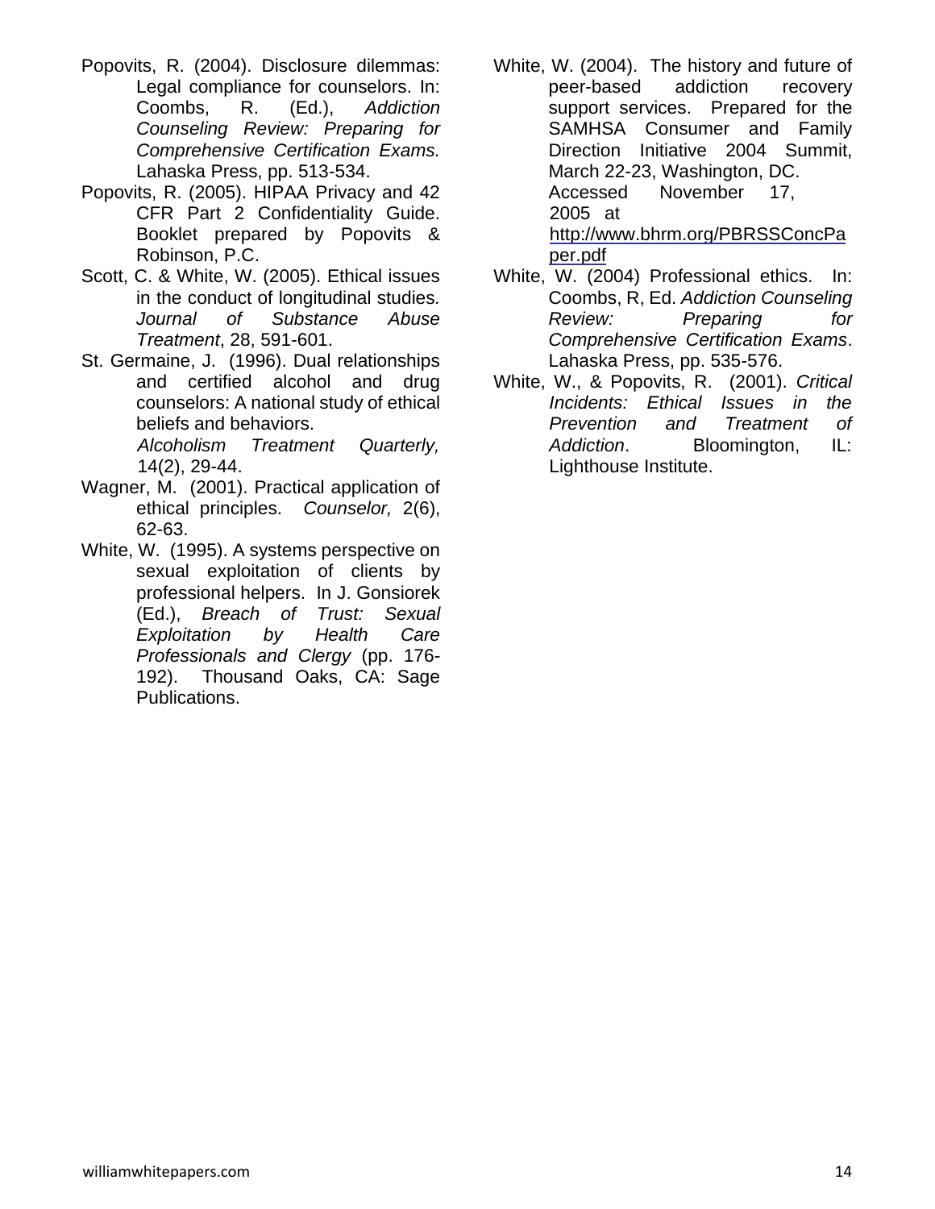Popovits, R. (2004). Disclosure dilemmas: Legal compliance for counselors. In: Coombs, R. (Ed.), *Addiction Counseling Review: Preparing for Comprehensive Certification Exams.* Lahaska Press, pp. 513-534.

Popovits, R. (2005). HIPAA Privacy and 42 CFR Part 2 Confidentiality Guide. Booklet prepared by Popovits & Robinson, P.C.

Scott, C. & White, W. (2005). Ethical issues in the conduct of longitudinal studies. *Journal of Substance Abuse Treatment*, 28, 591-601.

St. Germaine, J. (1996). Dual relationships and certified alcohol and drug counselors: A national study of ethical beliefs and behaviors. *Alcoholism Treatment Quarterly,* 14(2), 29-44.

Wagner, M. (2001). Practical application of ethical principles. *Counselor,* 2(6), 62-63.

White, W. (1995). A systems perspective on sexual exploitation of clients by professional helpers. In J. Gonsiorek (Ed.), *Breach of Trust: Sexual Exploitation by Health Care Professionals and Clergy* (pp. 176-192). Thousand Oaks, CA: Sage Publications.

White, W. (2004). The history and future of peer-based addiction recovery support services. Prepared for the SAMHSA Consumer and Family Direction Initiative 2004 Summit, March 22-23, Washington, DC. Accessed November 17, 2005 at http://www.bhrm.org/PBRSSConcPaper.pdf

White, W. (2004) Professional ethics. In: Coombs, R, Ed. *Addiction Counseling Review: Preparing for Comprehensive Certification Exams*. Lahaska Press, pp. 535-576.

White, W., & Popovits, R. (2001). *Critical Incidents: Ethical Issues in the Prevention and Treatment of Addiction*. Bloomington, IL: Lighthouse Institute.